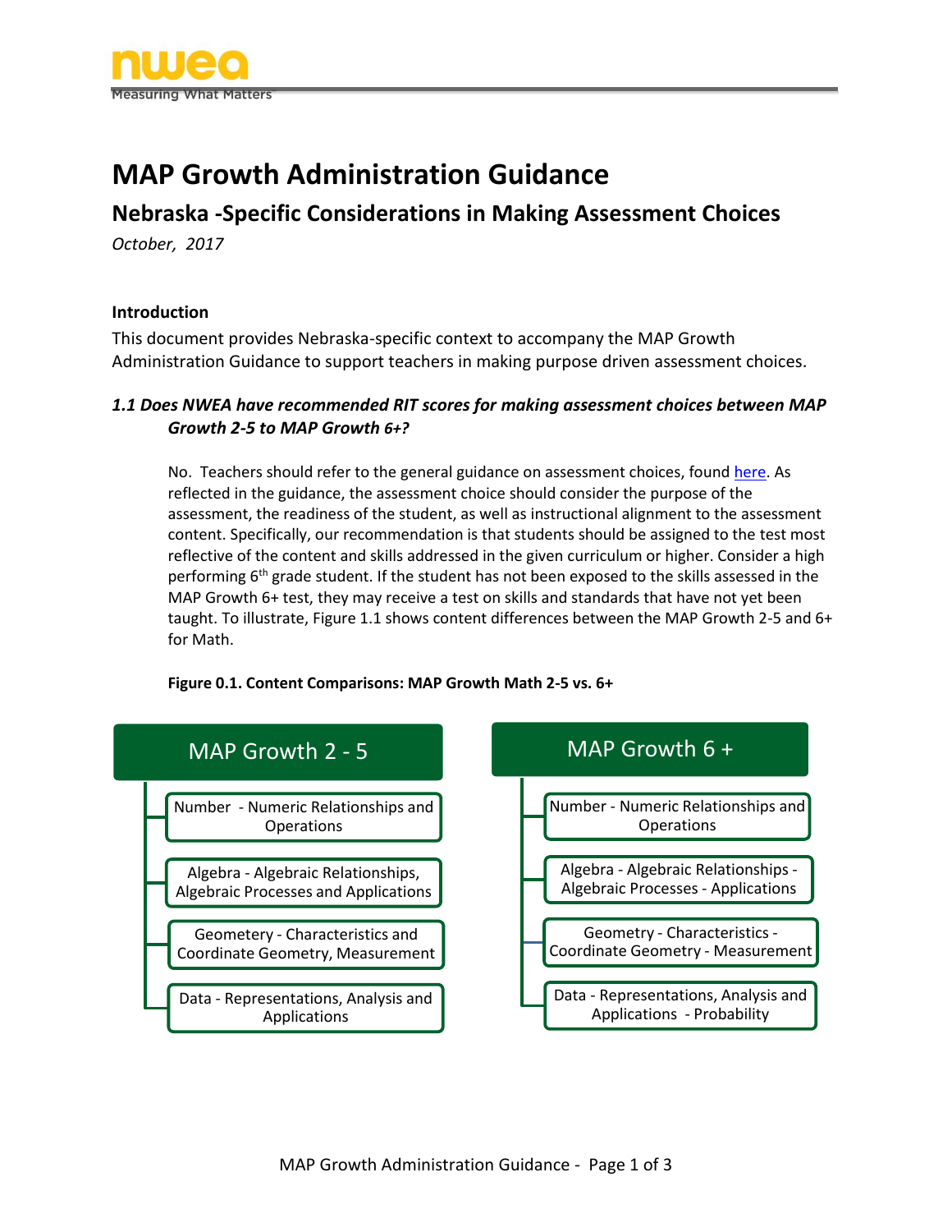# MAP Growth Administration Guidance

## Nebraska -Specific Considerations in Making Assessment Choices

*October, 2017*

### Introduction

This document provides Nebraska-specific context to accompany the MAP Growth Administration Guidance to support teachers in making purpose driven assessment choices.

### *1.1 Does NWEA have recommended RIT scores for making assessment choices between MAP Growth 2-5 to MAP Growth 6+?*

No. Teachers should refer to the general guidance on assessment choices, found here. As reflected in the guidance, the assessment choice should consider the purpose of the assessment, the readiness of the student, as well as instructional alignment to the assessment content. Specifically, our recommendation is that students should be assigned to the test most reflective of the content and skills addressed in the given curriculum or higher. Consider a high performing 6th grade student. If the student has not been exposed to the skills assessed in the MAP Growth 6+ test, they may receive a test on skills and standards that have not yet been taught. To illustrate, Figure 1.1 shows content differences between the MAP Growth 2-5 and 6+ for Math.

**Figure 0.1. Content Comparisons: MAP Growth Math 2-5 vs. 6+**

| MAP Growth 2 - 5 | MAP Growth 6 + |
|---|---|
| Number - Numeric Relationships and Operations | Number - Numeric Relationships and Operations |
| Algebra - Algebraic Relationships, Algebraic Processes and Applications | Algebra - Algebraic Relationships - Algebraic Processes - Applications |
| Geometery - Characteristics and Coordinate Geometry, Measurement | Geometry - Characteristics - Coordinate Geometry - Measurement |
| Data - Representations, Analysis and Applications | Data - Representations, Analysis and Applications - Probability |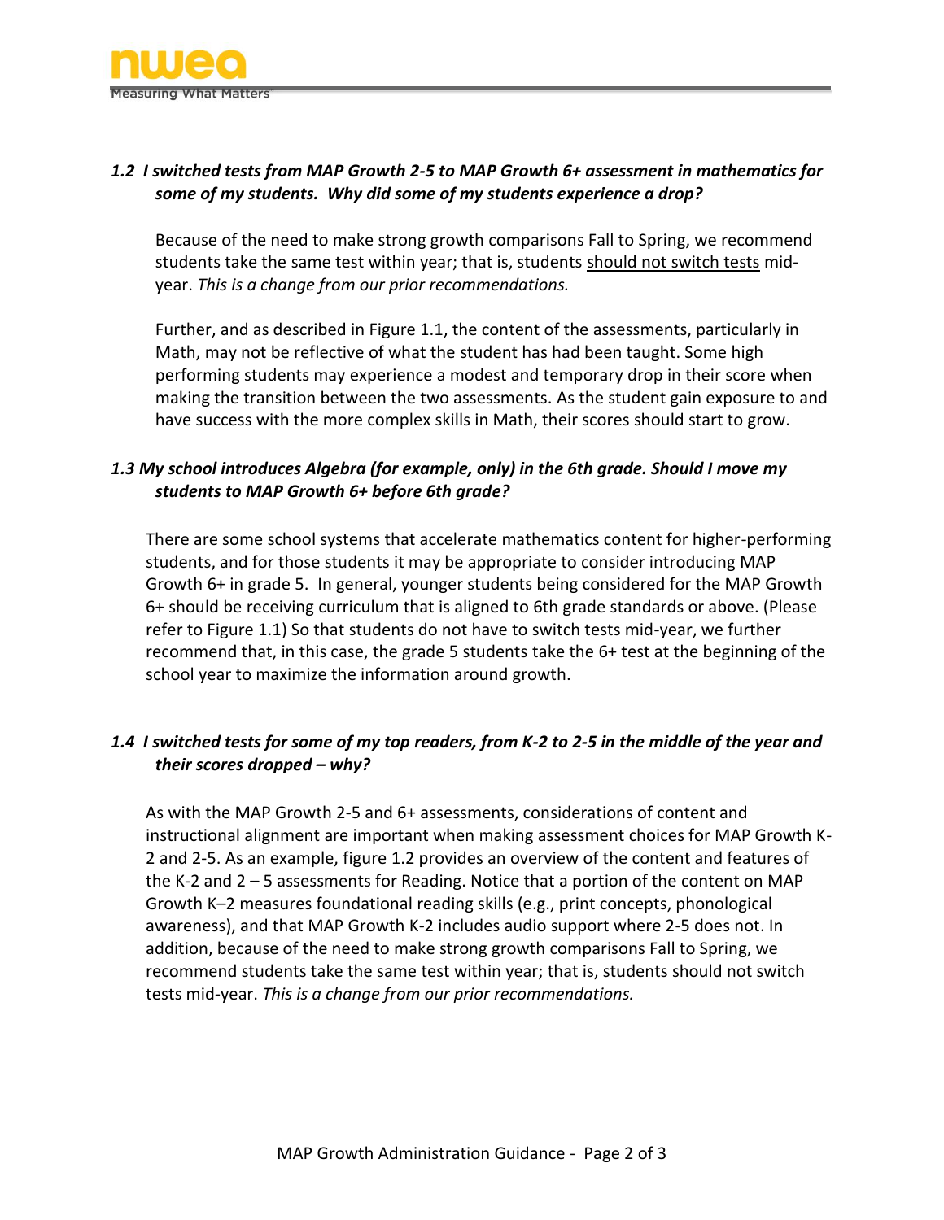### *1.2 I switched tests from MAP Growth 2-5 to MAP Growth 6+ assessment in mathematics for some of my students. Why did some of my students experience a drop?*

Because of the need to make strong growth comparisons Fall to Spring, we recommend students take the same test within year; that is, students <u>should not switch tests</u> mid-year. *This is a change from our prior recommendations.*

Further, and as described in Figure 1.1, the content of the assessments, particularly in Math, may not be reflective of what the student has had been taught. Some high performing students may experience a modest and temporary drop in their score when making the transition between the two assessments. As the student gain exposure to and have success with the more complex skills in Math, their scores should start to grow.

### *1.3 My school introduces Algebra (for example, only) in the 6th grade. Should I move my students to MAP Growth 6+ before 6th grade?*

There are some school systems that accelerate mathematics content for higher-performing students, and for those students it may be appropriate to consider introducing MAP Growth 6+ in grade 5. In general, younger students being considered for the MAP Growth 6+ should be receiving curriculum that is aligned to 6th grade standards or above. (Please refer to Figure 1.1) So that students do not have to switch tests mid-year, we further recommend that, in this case, the grade 5 students take the 6+ test at the beginning of the school year to maximize the information around growth.

### *1.4 I switched tests for some of my top readers, from K-2 to 2-5 in the middle of the year and their scores dropped – why?*

As with the MAP Growth 2-5 and 6+ assessments, considerations of content and instructional alignment are important when making assessment choices for MAP Growth K-2 and 2-5. As an example, figure 1.2 provides an overview of the content and features of the K-2 and 2 – 5 assessments for Reading. Notice that a portion of the content on MAP Growth K–2 measures foundational reading skills (e.g., print concepts, phonological awareness), and that MAP Growth K-2 includes audio support where 2-5 does not. In addition, because of the need to make strong growth comparisons Fall to Spring, we recommend students take the same test within year; that is, students should not switch tests mid-year. *This is a change from our prior recommendations.*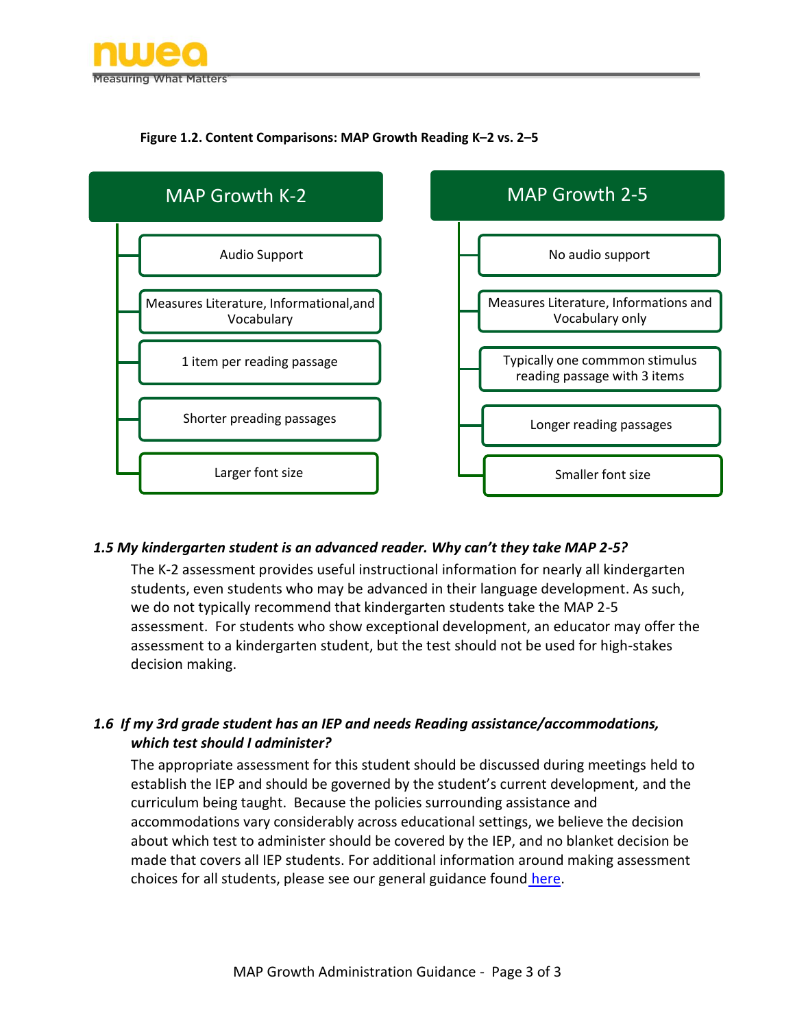**Figure 1.2. Content Comparisons: MAP Growth Reading K–2 vs. 2–5**

**MAP Growth K-2**

- Audio Support
- Measures Literature, Informational,and Vocabulary
- 1 item per reading passage
- Shorter preading passages
- Larger font size

**MAP Growth 2-5**

- No audio support
- Measures Literature, Informations and Vocabulary only
- Typically one commmon stimulus reading passage with 3 items
- Longer reading passages
- Smaller font size

### *1.5 My kindergarten student is an advanced reader. Why can't they take MAP 2-5?*

The K-2 assessment provides useful instructional information for nearly all kindergarten students, even students who may be advanced in their language development. As such, we do not typically recommend that kindergarten students take the MAP 2-5 assessment. For students who show exceptional development, an educator may offer the assessment to a kindergarten student, but the test should not be used for high-stakes decision making.

### *1.6 If my 3rd grade student has an IEP and needs Reading assistance/accommodations, which test should I administer?*

The appropriate assessment for this student should be discussed during meetings held to establish the IEP and should be governed by the student's current development, and the curriculum being taught. Because the policies surrounding assistance and accommodations vary considerably across educational settings, we believe the decision about which test to administer should be covered by the IEP, and no blanket decision be made that covers all IEP students. For additional information around making assessment choices for all students, please see our general guidance found here.